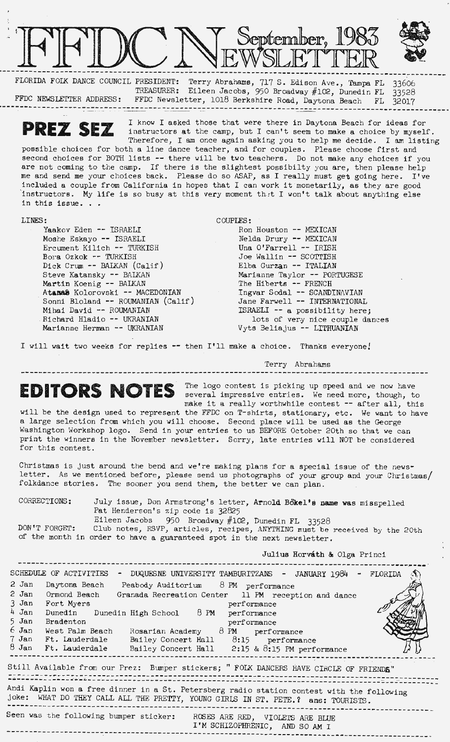# FFDC Newsletter — September, 1983

FLORIDA FOLK DANCE COUNCIL PRESIDENT: Terry Abrahams, 717 S. Edison Ave., Tampa FL 33606
TREASURER: Eileen Jacobs, 950 Broadway #102, Dunedin FL 33528
FFDC NEWSLETTER ADDRESS: FFDC Newsletter, 1018 Berkshire Road, Daytona Beach FL 32017

## PREZ SEZ

I know I asked those that were there in Daytona Beach for ideas for instructors at the camp, but I can't seem to make a choice by myself. Therefore, I am once again asking you to help me decide. I am listing possible choices for both a line dance teacher, and for couples. Please choose first and second choices for BOTH lists -- there will be two teachers. Do not make any choices if you are not coming to the camp. If there is the slightest possibilty you are, then please help me and send me your choices back. Please do so ASAP, as I really must get going here. I've included a couple from California in hopes that I can work it monetarily, as they are good instructors. My life is so busy at this very moment that I won't talk about anything else in this issue. . .

LINES:
- Yaakov Eden -- ISRAELI
- Moshe Eskayo -- ISRAELI
- Ercument Kilich -- TURKISH
- Bora Ozkok -- TURKISH
- Dick Crum -- BALKAN (Calif)
- Steve Katansky -- BALKAN
- Martin Koenig -- BALKAN
- Atanas Kolorovski -- MACEDONIAN
- Sonni Bloland -- ROUMANIAN (Calif)
- Mihai David -- ROUMANIAN
- Richard Hladio -- UKRANIAN
- Marianne Herman -- UKRANIAN

COUPLES:
- Ron Houston -- MEXICAN
- Nelda Drury -- MEXICAN
- Una O'Farrell -- IRISH
- Joe Wallin -- SCOTTISH
- Elba Gurzan -- ITALIAN
- Marianne Taylor -- PORTUGESE
- The Hiberts -- FRENCH
- Ingvar Sodal -- SCANDINAVIAN
- Jane Farwell -- INTERNATIONAL
- ISRAELI -- a possibility here; lots of very nice couple dances
- Vyts Beliajus -- LITHUANIAN

I will wait two weeks for replies -- then I'll make a choice. Thanks everyone!

Terry Abrahams

## EDITORS NOTES

The logo contest is picking up speed and we now have several impressive entries. We need more, though, to make it a really worthwhile contest -- after all, this will be the design used to represent the FFDC on T-shirts, stationary, etc. We want to have a large selection from which you will choose. Second place will be used as the George Washington Workshop logo. Send in your entries to us BEFORE October 20th so that we can print the winners in the November newsletter. Sorry, late entries will NOT be considered for this contest.

Christmas is just around the bend and we're making plans for a special issue of the newsletter. As we mentioned before, please send us photographs of your group and your Christmas/folkdance stories. The sooner you send them, the better we can plan.

CORRECTIONS: July issue, Don Armstrong's letter, **Arnold Bökel's name was** misspelled
Pat Henderson's zip code is 32825
Eileen Jacobs 950 Broadway #102, Dunedin FL 33528

DON'T FORGET: Club notes, RSVP, articles, recipes, ANYTHING must be received by the 20th of the month in order to have a guaranteed spot in the next newsletter.

Julius Horváth & Olga Princi

## SCHEDULE OF ACTIVITIES - DUQUESNE UNIVERSITY TAMBURITZANS - JANUARY 1984 - FLORIDA

| Date | City | Venue | Time | Event |
|---|---|---|---|---|
| 2 Jan | Daytona Beach | Peabody Auditorium | 8 PM | performance |
| 2 Jan | Ormond Beach | Granada Recreation Center | 11 PM | reception and dance |
| 3 Jan | Fort Myers | | | performance |
| 4 Jan | Dunedin | Dunedin High School | 8 PM | performance |
| 5 Jan | Bradenton | | | performance |
| 6 Jan | West Palm Beach | Rosarian Academy | 8 PM | performance |
| 7 Jan | Ft. Lauderdale | Bailey Concert Hall | 8:15 | performance |
| 8 Jan | Ft. Lauderdale | Bailey Concert Hall | 2:15 & 8:15 PM | performance |

Still Available from our Prez: Bumper stickers; " FOLK DANCERS HAVE CIRCLE OF FRIENDS"

Andi Kaplin won a free dinner in a St. Petersberg radio station contest with the following joke: WHAT DO THEY CALL ALL THE PRETTY, YOUNG GIRLS IN ST. PETE.? ans: TOURISTS.

Seen was the following bumper sticker: ROSES ARE RED, VIOLETS ARE BLUE
I'M SCHIZOPHRENIC, AND SO AM I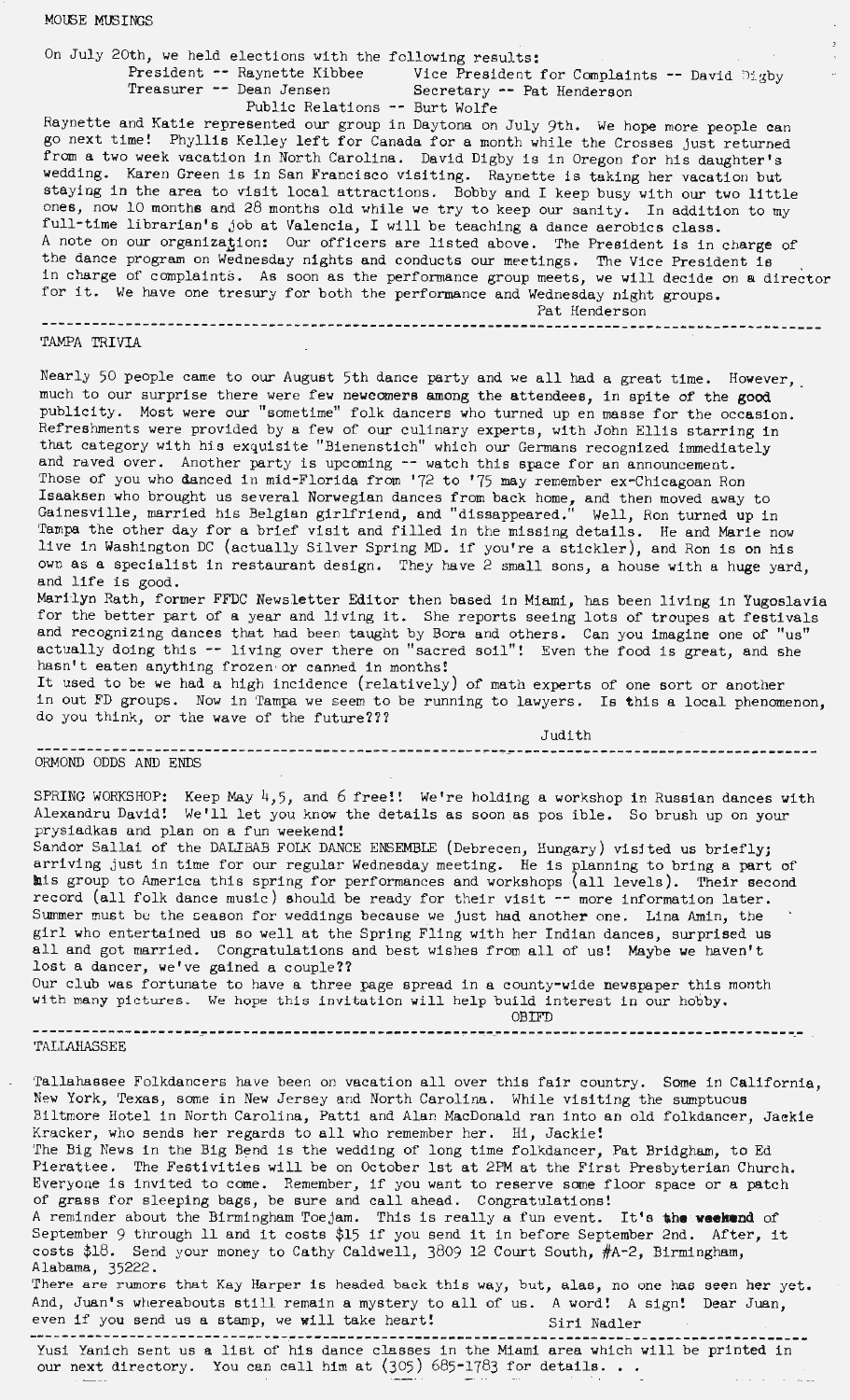## MOUSE MUSINGS

On July 20th, we held elections with the following results:

President -- Raynette Kibbee    Vice President for Complaints -- David Digby
Treasurer -- Dean Jensen    Secretary -- Pat Henderson
Public Relations -- Burt Wolfe

Raynette and Katie represented our group in Daytona on July 9th. We hope more people can go next time! Phyllis Kelley left for Canada for a month while the Crosses just returned from a two week vacation in North Carolina. David Digby is in Oregon for his daughter's wedding. Karen Green is in San Francisco visiting. Raynette is taking her vacation but staying in the area to visit local attractions. Bobby and I keep busy with our two little ones, now 10 months and 28 months old while we try to keep our sanity. In addition to my full-time librarian's job at Valencia, I will be teaching a dance aerobics class.
A note on our organization: Our officers are listed above. The President is in charge of the dance program on Wednesday nights and conducts our meetings. The Vice President is in charge of complaints. As soon as the performance group meets, we will decide on a director for it. We have one tresury for both the performance and Wednesday night groups.

Pat Henderson

---

## TAMPA TRIVIA

Nearly 50 people came to our August 5th dance party and we all had a great time. However, much to our surprise there were few newcomers among the attendees, in spite of the good publicity. Most were our "sometime" folk dancers who turned up en masse for the occasion. Refreshments were provided by a few of our culinary experts, with John Ellis starring in that category with his exquisite "Bienenstich" which our Germans recognized immediately and raved over. Another party is upcoming -- watch this space for an announcement.
Those of you who danced in mid-Florida from '72 to '75 may remember ex-Chicagoan Ron Isaaksen who brought us several Norwegian dances from back home, and then moved away to Gainesville, married his Belgian girlfriend, and "dissappeared." Well, Ron turned up in Tampa the other day for a brief visit and filled in the missing details. He and Marie now live in Washington DC (actually Silver Spring MD. if you're a stickler), and Ron is on his own as a specialist in restaurant design. They have 2 small sons, a house with a huge yard, and life is good.
Marilyn Rath, former FFDC Newsletter Editor then based in Miami, has been living in Yugoslavia for the better part of a year and living it. She reports seeing lots of troupes at festivals and recognizing dances that had been taught by Bora and others. Can you imagine one of "us" actually doing this -- living over there on "sacred soil"! Even the food is great, and she hasn't eaten anything frozen or canned in months!
It used to be we had a high incidence (relatively) of math experts of one sort or another in out FD groups. Now in Tampa we seem to be running to lawyers. Is this a local phenomenon, do you think, or the wave of the future???

Judith

---

## ORMOND ODDS AND ENDS

SPRING WORKSHOP: Keep May 4,5, and 6 free!! We're holding a workshop in Russian dances with Alexandru David! We'll let you know the details as soon as pos ible. So brush up on your prysiadkas and plan on a fun weekend!
Sandor Sallai of the DALIBAB FOLK DANCE ENSEMBLE (Debrecen, Hungary) visited us briefly; arriving just in time for our regular Wednesday meeting. He is planning to bring a part of his group to America this spring for performances and workshops (all levels). Their second record (all folk dance music) should be ready for their visit -- more information later.
Summer must be the season for weddings because we just had another one. Lina Amin, the girl who entertained us so well at the Spring Fling with her Indian dances, surprised us all and got married. Congratulations and best wishes from all of us! Maybe we haven't lost a dancer, we've gained a couple??
Our club was fortunate to have a three page spread in a county-wide newspaper this month with many pictures. We hope this invitation will help build interest in our hobby.

OBIFD

---

## TALLAHASSEE

Tallahassee Folkdancers have been on vacation all over this fair country. Some in California, New York, Texas, some in New Jersey and North Carolina. While visiting the sumptuous Biltmore Hotel in North Carolina, Patti and Alan MacDonald ran into an old folkdancer, Jackie Kracker, who sends her regards to all who remember her. Hi, Jackie!
The Big News in the Big Bend is the wedding of long time folkdancer, Pat Bridgham, to Ed Pierattee. The Festivities will be on October 1st at 2PM at the First Presbyterian Church. Everyone is invited to come. Remember, if you want to reserve some floor space or a patch of grass for sleeping bags, be sure and call ahead. Congratulations!
A reminder about the Birmingham Toejam. This is really a fun event. It's **the weekend** of September 9 through 11 and it costs $15 if you send it in before September 2nd. After, it costs $18. Send your money to Cathy Caldwell, 3809 12 Court South, #A-2, Birmingham, Alabama, 35222.
There are rumors that Kay Harper is headed back this way, but, alas, no one has seen her yet. And, Juan's whereabouts still remain a mystery to all of us. A word! A sign! Dear Juan, even if you send us a stamp, we will take heart!

Siri Nadler

---

Yusi Yanich sent us a list of his dance classes in the Miami area which will be printed in our next directory. You can call him at (305) 685-1783 for details. . .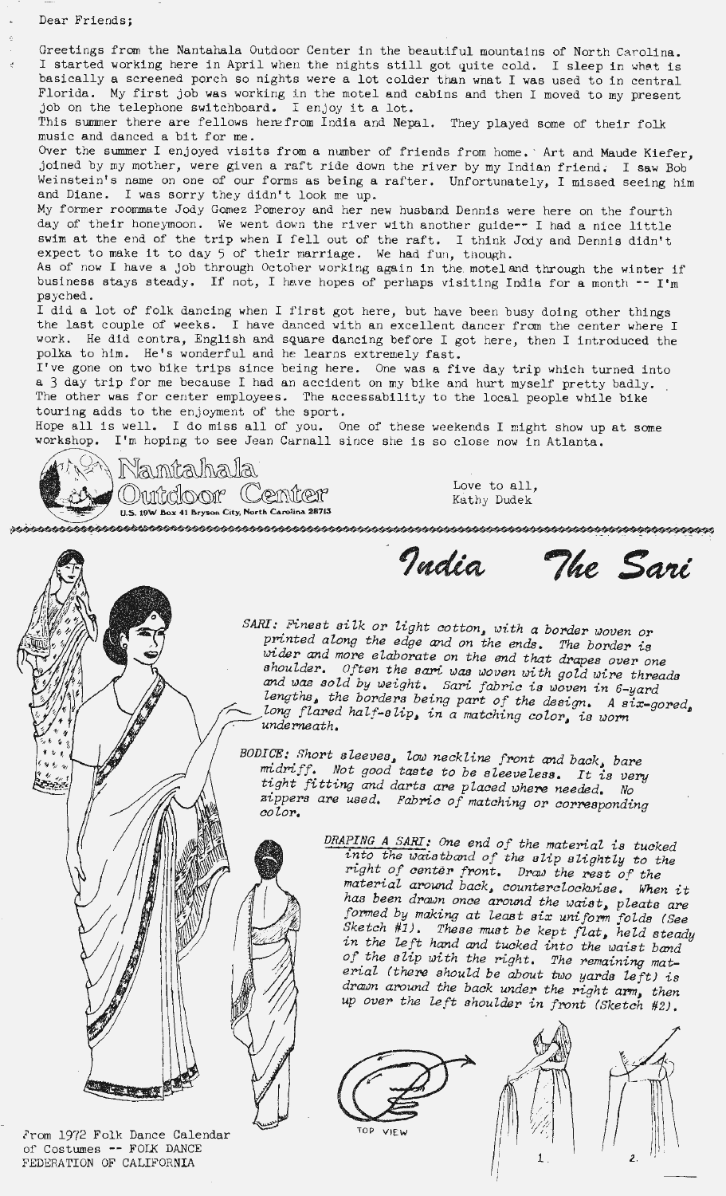Dear Friends;

Greetings from the Nantahala Outdoor Center in the beautiful mountains of North Carolina. I started working here in April when the nights still got quite cold. I sleep in what is basically a screened porch so nights were a lot colder than what I was used to in central Florida. My first job was working in the motel and cabins and then I moved to my present job on the telephone switchboard. I enjoy it a lot.

This summer there are fellows here from India and Nepal. They played some of their folk music and danced a bit for me.

Over the summer I enjoyed visits from a number of friends from home. Art and Maude Kiefer, joined by my mother, were given a raft ride down the river by my Indian friend. I saw Bob Weinstein's name on one of our forms as being a rafter. Unfortunately, I missed seeing him and Diane. I was sorry they didn't look me up.

My former roommate Jody Gomez Pomeroy and her new husband Dennis were here on the fourth day of their honeymoon. We went down the river with another guide-- I had a nice little swim at the end of the trip when I fell out of the raft. I think Jody and Dennis didn't expect to make it to day 5 of their marriage. We had fun, though.

As of now I have a job through October working again in the motel and through the winter if business stays steady. If not, I have hopes of perhaps visiting India for a month -- I'm psyched.

I did a lot of folk dancing when I first got here, but have been busy doing other things the last couple of weeks. I have danced with an excellent dancer from the center where I work. He did contra, English and square dancing before I got here, then I introduced the polka to him. He's wonderful and he learns extremely fast.

I've gone on two bike trips since being here. One was a five day trip which turned into a 3 day trip for me because I had an accident on my bike and hurt myself pretty badly. The other was for center employees. The accessability to the local people while bike touring adds to the enjoyment of the sport.

Hope all is well. I do miss all of you. One of these weekends I might show up at some workshop. I'm hoping to see Jean Carnall since she is so close now in Atlanta.

Nantahala Outdoor Center
U.S. 19W Box 41 Bryson City, North Carolina 28713

Love to all,
Kathy Dudek

---

# *India The Sari*

*SARI: Finest silk or light cotton, with a border woven or printed along the edge and on the ends. The border is wider and more elaborate on the end that drapes over one shoulder. Often the sari was woven with gold wire threads and was sold by weight. Sari fabric is woven in 6-yard lengths, the borders being part of the design. A six-gored, long flared half-slip, in a matching color, is worn underneath.*

*BODICE: Short sleeves, low neckline front and back, bare midriff. Not good taste to be sleeveless. It is very tight fitting and darts are placed where needed. No zippers are used. Fabric of matching or corresponding color.*

*DRAPING A SARI: One end of the material is tucked into the waistband of the slip slightly to the right of center front. Draw the rest of the material around back, counterclockwise. When it has been drawn once around the waist, pleats are formed by making at least six uniform folds (See Sketch #1). These must be kept flat, held steady in the left hand and tucked into the waist band of the slip with the right. The remaining material (there should be about two yards left) is drawn around the back under the right arm, then up over the left shoulder in front (Sketch #2).*

TOP VIEW

1.

2.

From 1972 Folk Dance Calendar of Costumes -- FOLK DANCE FEDERATION OF CALIFORNIA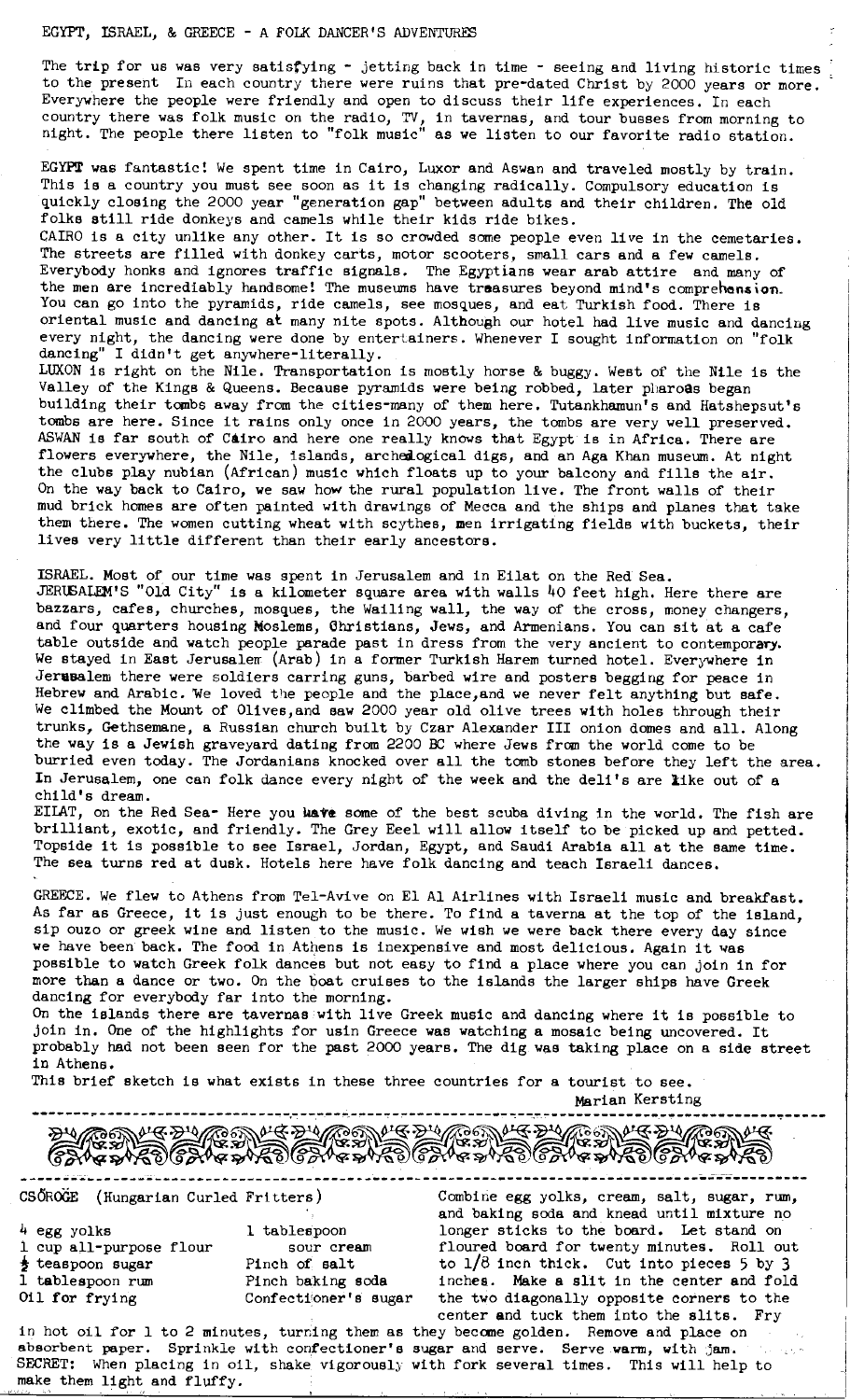EGYPT, ISRAEL, & GREECE - A FOLK DANCER'S ADVENTURES

The trip for us was very satisfying - jetting back in time - seeing and living historic times to the present In each country there were ruins that pre-dated Christ by 2000 years or more. Everywhere the people were friendly and open to discuss their life experiences. In each country there was folk music on the radio, TV, in tavernas, and tour busses from morning to night. The people there listen to "folk music" as we listen to our favorite radio station.

EGYPT was fantastic! We spent time in Cairo, Luxor and Aswan and traveled mostly by train. This is a country you must see soon as it is changing radically. Compulsory education is quickly closing the 2000 year "generation gap" between adults and their children. The old folks still ride donkeys and camels while their kids ride bikes.

CAIRO is a city unlike any other. It is so crowded some people even live in the cemetaries. The streets are filled with donkey carts, motor scooters, small cars and a few camels. Everybody honks and ignores traffic signals. The Egyptians wear arab attire and many of the men are incrediably handsome! The museums have treasures beyond mind's comprehension. You can go into the pyramids, ride camels, see mosques, and eat Turkish food. There is oriental music and dancing at many nite spots. Although our hotel had live music and dancing every night, the dancing were done by entertainers. Whenever I sought information on "folk dancing" I didn't get anywhere-literally.

LUXON is right on the Nile. Transportation is mostly horse & buggy. West of the Nile is the Valley of the Kings & Queens. Because pyramids were being robbed, later pharoas began building their tombs away from the cities-many of them here. Tutankhamun's and Hatshepsut's tombs are here. Since it rains only once in 2000 years, the tombs are very well preserved.

ASWAN is far south of Cairo and here one really knows that Egypt is in Africa. There are flowers everywhere, the Nile, islands, archeologtcal digs, and an Aga Khan museum. At night the clubs play nubian (African) music which floats up to your balcony and fills the air. On the way back to Cairo, we saw how the rural population live. The front walls of their mud brick homes are often painted with drawings of Mecca and the ships and planes that take them there. The women cutting wheat with scythes, men irrigating fields with buckets, their lives very little different than their early ancestors.

ISRAEL. Most of our time was spent in Jerusalem and in Eilat on the Red Sea.

JERUSALEM'S "Old City" is a kilometer square area with walls 40 feet high. Here there are bazzars, cafes, churches, mosques, the Wailing wall, the way of the cross, money changers, and four quarters housing Moslems, Christians, Jews, and Armenians. You can sit at a cafe table outside and watch people parade past in dress from the very ancient to contemporary. We stayed in East Jerusalem (Arab) in a former Turkish Harem turned hotel. Everywhere in Jerusalem there were soldiers carring guns, barbed wire and posters begging for peace in Hebrew and Arabic. We loved the people and the place,and we never felt anything but safe. We climbed the Mount of Olives,and saw 2000 year old olive trees with holes through their trunks, Gethsemane, a Russian church built by Czar Alexander III onion domes and all. Along the way is a Jewish graveyard dating from 2200 BC where Jews from the world come to be burried even today. The Jordanians knocked over all the tomb stones before they left the area. In Jerusalem, one can folk dance every night of the week and the deli's are like out of a child's dream.

EILAT, on the Red Sea- Here you have some of the best scuba diving in the world. The fish are brilliant, exotic, and friendly. The Grey Eeel will allow itself to be picked up and petted. Topside it is possible to see Israel, Jordan, Egypt, and Saudi Arabia all at the same time. The sea turns red at dusk. Hotels here have folk dancing and teach Israeli dances.

GREECE. We flew to Athens from Tel-Avive on El Al Airlines with Israeli music and breakfast. As far as Greece, it is just enough to be there. To find a taverna at the top of the island, sip ouzo or greek wine and listen to the music. We wish we were back there every day since we have been back. The food in Athens is inexpensive and most delicious. Again it was possible to watch Greek folk dances but not easy to find a place where you can join in for more than a dance or two. On the boat cruises to the islands the larger ships have Greek dancing for everybody far into the morning.

On the islands there are tavernas with live Greek music and dancing where it is possible to join in. One of the highlights for usin Greece was watching a mosaic being uncovered. It probably had not been seen for the past 2000 years. The dig was taking place on a side street in Athens.

This brief sketch is what exists in these three countries for a tourist to see.

Marian Kersting

---

CSŐRÖGE (Hungarian Curled Fritters)

- 4 egg yolks
- 1 cup all-purpose flour
- ½ teaspoon sugar
- 1 tablespoon rum
- Oil for frying
- 1 tablespoon sour cream
- Pinch of salt
- Pinch baking soda
- Confectioner's sugar

Combine egg yolks, cream, salt, sugar, rum, and baking soda and knead until mixture no longer sticks to the board. Let stand on floured board for twenty minutes. Roll out to 1/8 inch thick. Cut into pieces 5 by 3 inches. Make a slit in the center and fold the two diagonally opposite corners to the center and tuck them into the slits. Fry in hot oil for 1 to 2 minutes, turning them as they become golden. Remove and place on absorbent paper. Sprinkle with confectioner's sugar and serve. Serve warm, with jam.

SECRET: When placing in oil, shake vigorously with fork several times. This will help to make them light and fluffy.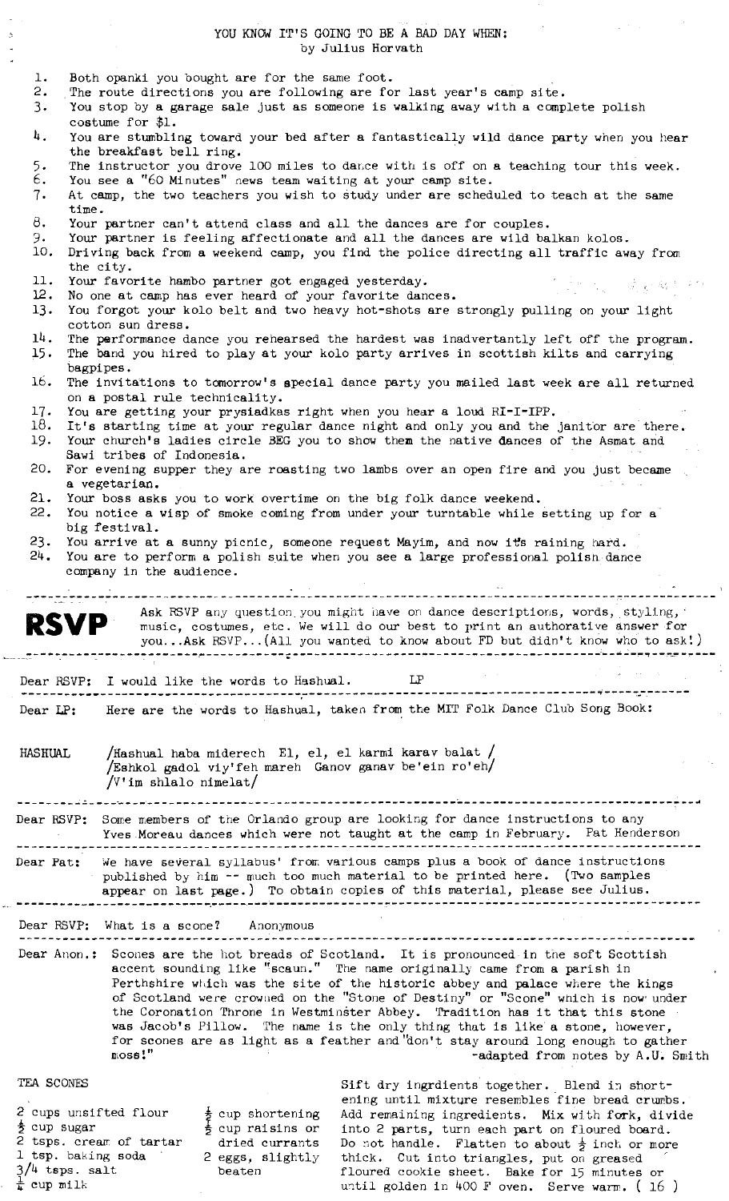# YOU KNOW IT'S GOING TO BE A BAD DAY WHEN:

by Julius Horvath

1. Both opanki you bought are for the same foot.
2. The route directions you are following are for last year's camp site.
3. You stop by a garage sale just as someone is walking away with a complete polish costume for $1.
4. You are stumbling toward your bed after a fantastically wild dance party when you hear the breakfast bell ring.
5. The instructor you drove 100 miles to dance with is off on a teaching tour this week.
6. You see a "60 Minutes" news team waiting at your camp site.
7. At camp, the two teachers you wish to study under are scheduled to teach at the same time.
8. Your partner can't attend class and all the dances are for couples.
9. Your partner is feeling affectionate and all the dances are wild balkan kolos.
10. Driving back from a weekend camp, you find the police directing all traffic away from the city.
11. Your favorite hambo partner got engaged yesterday.
12. No one at camp has ever heard of your favorite dances.
13. You forgot your kolo belt and two heavy hot-shots are strongly pulling on your light cotton sun dress.
14. The performance dance you rehearsed the hardest was inadvertantly left off the program.
15. The band you hired to play at your kolo party arrives in scottish kilts and carrying bagpipes.
16. The invitations to tomorrow's special dance party you mailed last week are all returned on a postal rule technicality.
17. You are getting your prysiadkas right when you hear a loud RI-I-IPP.
18. It's starting time at your regular dance night and only you and the janitor are there.
19. Your church's ladies circle BEG you to show them the native dances of the Asmat and Sawi tribes of Indonesia.
20. For evening supper they are roasting two lambs over an open fire and you just became a vegetarian.
21. Your boss asks you to work overtime on the big folk dance weekend.
22. You notice a wisp of smoke coming from under your turntable while setting up for a big festival.
23. You arrive at a sunny picnic, someone request Mayim, and now it's raining hard.
24. You are to perform a polish suite when you see a large professional polish dance company in the audience.

---

**RSVP** Ask RSVP any question you might have on dance descriptions, words, styling, music, costumes, etc. We will do our best to print an authorative answer for you...Ask RSVP...(All you wanted to know about FD but didn't know who to ask!)

---

Dear RSVP: I would like the words to Hashual. LP

---

Dear LP: Here are the words to Hashual, taken from the MIT Folk Dance Club Song Book:

HASHUAL /Hashual haba miderech El, el, el karmi karav balat /
/Eshkol gadol viy'feh mareh Ganov ganav be'ein ro'eh/
/V'im shlalo nimelat/

---

Dear RSVP: Some members of the Orlando group are looking for dance instructions to any Yves Moreau dances which were not taught at the camp in February. Pat Henderson

---

Dear Pat: We have several syllabus' from various camps plus a book of dance instructions published by him -- much too much material to be printed here. (Two samples appear on last page.) To obtain copies of this material, please see Julius.

---

Dear RSVP: What is a scone? Anonymous

---

Dear Anon.: Scones are the hot breads of Scotland. It is pronounced in the soft Scottish accent sounding like "scaun." The name originally came from a parish in Perthshire which was the site of the historic abbey and palace where the kings of Scotland were crowned on the "Stone of Destiny" or "Scone" which is now under the Coronation Throne in Westminster Abbey. Tradition has it that this stone was Jacob's Pillow. The name is the only thing that is like a stone, however, for scones are as light as a feather and "don't stay around long enough to gather moss!"

-adapted from notes by A.U. Smith

TEA SCONES

- 2 cups unsifted flour
- ½ cup sugar
- 2 tsps. cream of tartar
- 1 tsp. baking soda
- 3/4 tsps. salt
- ¼ cup milk
- ½ cup shortening
- ½ cup raisins or dried currants
- 2 eggs, slightly beaten

Sift dry ingrdients together. Blend in shortening until mixture resembles fine bread crumbs. Add remaining ingredients. Mix with fork, divide into 2 parts, turn each part on floured board. Do not handle. Flatten to about ½ inch or more thick. Cut into triangles, put on greased floured cookie sheet. Bake for 15 minutes or until golden in 400 F oven. Serve warm.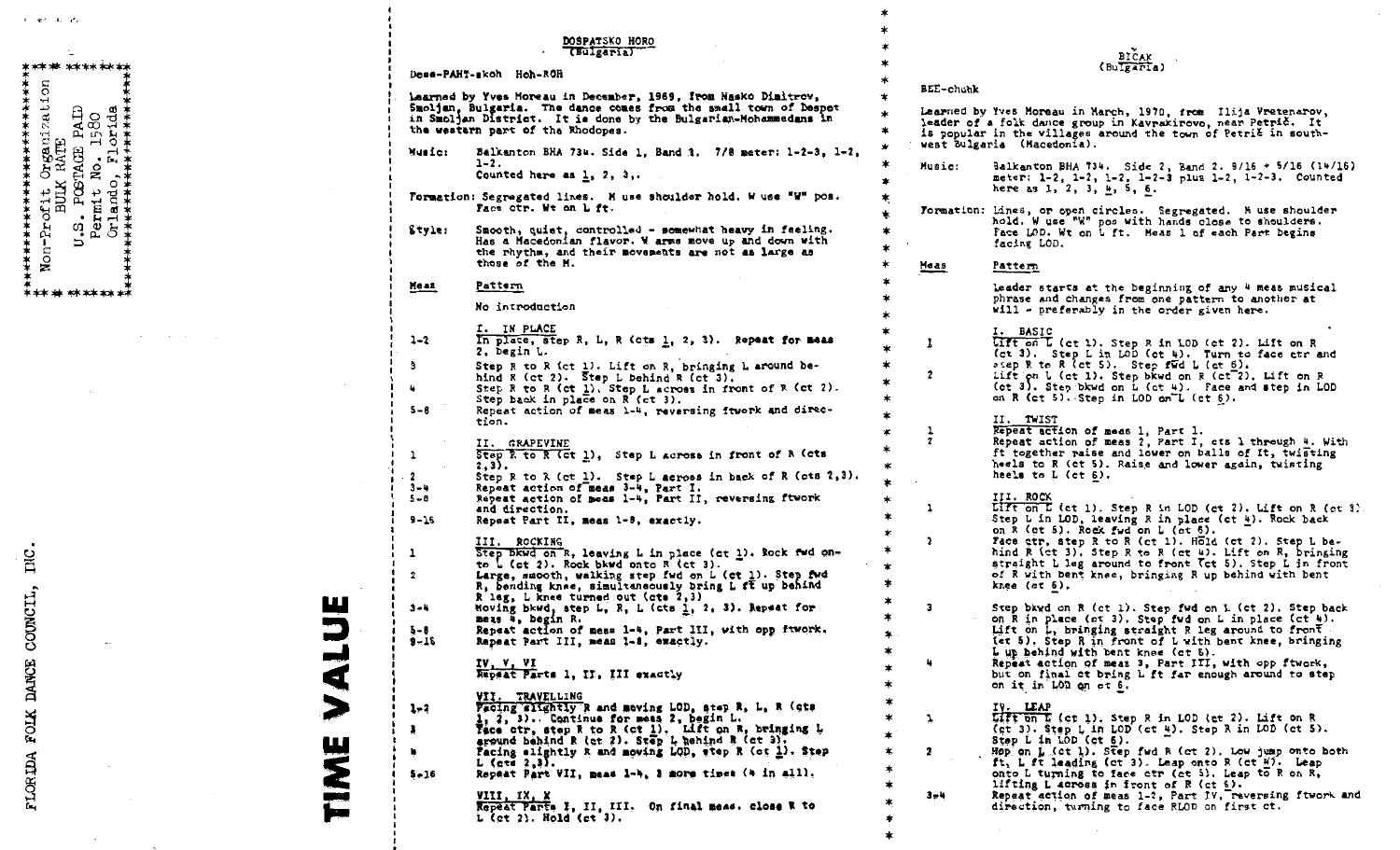Non-Profit Organization
BULK RATE
U.S. POSTAGE PAID
Permit No. 1580
Orlando, Florida

FLORIDA FOLK DANCE COUNCIL, INC.

TIME VALUE

## DOSPATSKO HORO
(Bulgaria)

Doss-PAHT-skoh Hoh-ROH

Learned by Yves Moreau in December, 1969, from Nasko Dimitrov, Smoljan, Bulgaria. The dance comes from the small town of Despot in Smoljan District. It is done by the Bulgarian-Mohammedans in the western part of the Rhodopes.

Music: Balkanton BHA 734. Side 1, Band 3. 7/8 meter: 1-2-3, 1-2, 1-2.
Counted here as 1, 2, 3.

Formation: Segregated lines. M use shoulder hold. W use "W" pos. Face ctr. Wt on L ft.

Style: Smooth, quiet, controlled - somewhat heavy in feeling. Has a Macedonian flavor. W arms move up and down with the rhythm, and their movements are not as large as those of the M.

| Meas | Pattern |
|---|---|
| | No introduction |
| | **I. IN PLACE** |
| 1-2 | In place, step R, L, R (cts 1, 2, 3). Repeat for meas 2, begin L. |
| 3 | Step R to R (ct 1). Lift on R, bringing L around behind R (ct 2). Step L behind R (ct 3). |
| 4 | Step R to R (ct 1). Step L across in front of R (ct 2). Step back in place on R (ct 3). |
| 5-8 | Repeat action of meas 1-4, reversing ftwork and direction. |
| | **II. GRAPEVINE** |
| 1 | Step R to R (ct 1). Step L across in front of R (cts 2,3). |
| 2 | Step R to R (ct 1). Step L across in back of R (cts 2,3). |
| 3-4 | Repeat action of meas 3-4, Part I. |
| 5-8 | Repeat action of meas 1-4, Part II, reversing ftwork and direction. |
| 9-16 | Repeat Part II, meas 1-8, exactly. |
| | **III. ROCKING** |
| 1 | Step bkwd on R, leaving L in place (ct 1). Rock fwd onto L (ct 2). Rock bkwd onto R (ct 3). |
| 2 | Large, smooth, walking step fwd on L (ct 1). Step fwd R, bending knee, simultaneously bring L ft up behind R leg, L knee turned out (cts 2,3) |
| 3-4 | Moving bkwd, step L, R, L (cts 1, 2, 3). Repeat for meas 4, begin R. |
| 5-8 | Repeat action of meas 1-4, Part III, with opp ftwork. |
| 9-16 | Repeat Part III, meas 1-8, exactly. |
| | **IV, V, VI** |
| | Repeat Parts I, II, III exactly |
| | **VII. TRAVELLING** |
| 1-2 | Facing slightly R and moving LOD, step R, L, R (cts 1, 2, 3). Continue for meas 2, begin L. |
| 3 | Face ctr, step R to R (ct 1). Lift on R, bringing L around behind R (ct 2). Step L behind R (ct 3). |
| 4 | Facing slightly R and moving LOD, step R (ct 1). Step L (cts 2,3). |
| 5-16 | Repeat Part VII, meas 1-4, 3 more times (4 in all). |
| | **VIII, IX, X** |
| | Repeat Parts I, II, III. On final meas. close R to L (ct 2). Hold (ct 3). |

## BIČAK
(Bulgaria)

BEE-chuhk

Learned by Yves Moreau in March, 1970, from Ilija Vretenarov, leader of a folk dance group in Kavrakirovo, near Petrič. It is popular in the villages around the town of Petrič in southwest Bulgaria (Macedonia).

Music: Balkanton BHA 734. Side 2, Band 2. 9/16 + 5/16 (14/16) meter: 1-2, 1-2, 1-2, 1-2-3 plus 1-2, 1-2-3. Counted here as 1, 2, 3, 4, 5, 6.

Formation: Lines, or open circles. Segregated. M use shoulder hold. W use "W" pos with hands close to shoulders. Face LOD. Wt on L ft. Meas 1 of each Part begins facing LOD.

| Meas | Pattern |
|---|---|
| | Leader starts at the beginning of any 4 meas musical phrase and changes from one pattern to another at will - preferably in the order given here. |
| | **I. BASIC** |
| 1 | Lift on L (ct 1). Step R in LOD (ct 2). Lift on R (ct 3). Step L in LOD (ct 4). Turn to face ctr and step R to R (ct 5). Step fwd L (ct 6). |
| 2 | Lift on L (ct 1). Step bkwd on R (ct 2). Lift on R (ct 3). Step bkwd on L (ct 4). Face and step in LOD on R (ct 5). Step in LOD on L (ct 6). |
| | **II. TWIST** |
| 1 | Repeat action of meas 1, Part I. |
| 2 | Repeat action of meas 2, Part I, cts 1 through 4. With ft together raise and lower on balls of ft, twisting heels to R (ct 5). Raise and lower again, twisting heels to L (ct 6). |
| | **III. ROCK** |
| 1 | Lift on L (ct 1). Step R in LOD (ct 2). Lift on R (ct 3). Step L in LOD, leaving R in place (ct 4). Rock back on R (ct 5). Rock fwd on L (ct 6). |
| 2 | Face ctr, step R to R (ct 1). Hold (ct 2). Step L behind R (ct 3). Step R to R (ct 4). Lift on R, bringing straight L leg around to front (ct 5). Step L in front of R with bent knee, bringing R up behind with bent knee (ct 6). |
| 3 | Step bkwd on R (ct 1). Step fwd on L (ct 2). Step back on R in place (ct 3). Step fwd on L in place (ct 4). Lift on L, bringing straight R leg around to front (ct 5). Step R in front of L with bent knee, bringing L up behind with bent knee (ct 6). |
| 4 | Repeat action of meas 3, Part III, with opp ftwork, but on final ct bring L ft far enough around to step on it in LOD on ct 6. |
| | **IV. LEAP** |
| 1 | Lift on L (ct 1). Step R in LOD (ct 2). Lift on R (ct 3). Step L in LOD (ct 4). Step R in LOD (ct 5). Step L in LOD (ct 6). |
| 2 | Hop on L (ct 1). Step fwd R (ct 2). Low jump onto both ft, L ft leading (ct 3). Leap onto R (ct 4). Leap onto L turning to face ctr (ct 5). Leap to R on R, lifting L across in front of R (ct 6). |
| 3-4 | Repeat action of meas 1-2, Part IV, reversing ftwork and direction, turning to face RLOD on first ct. |